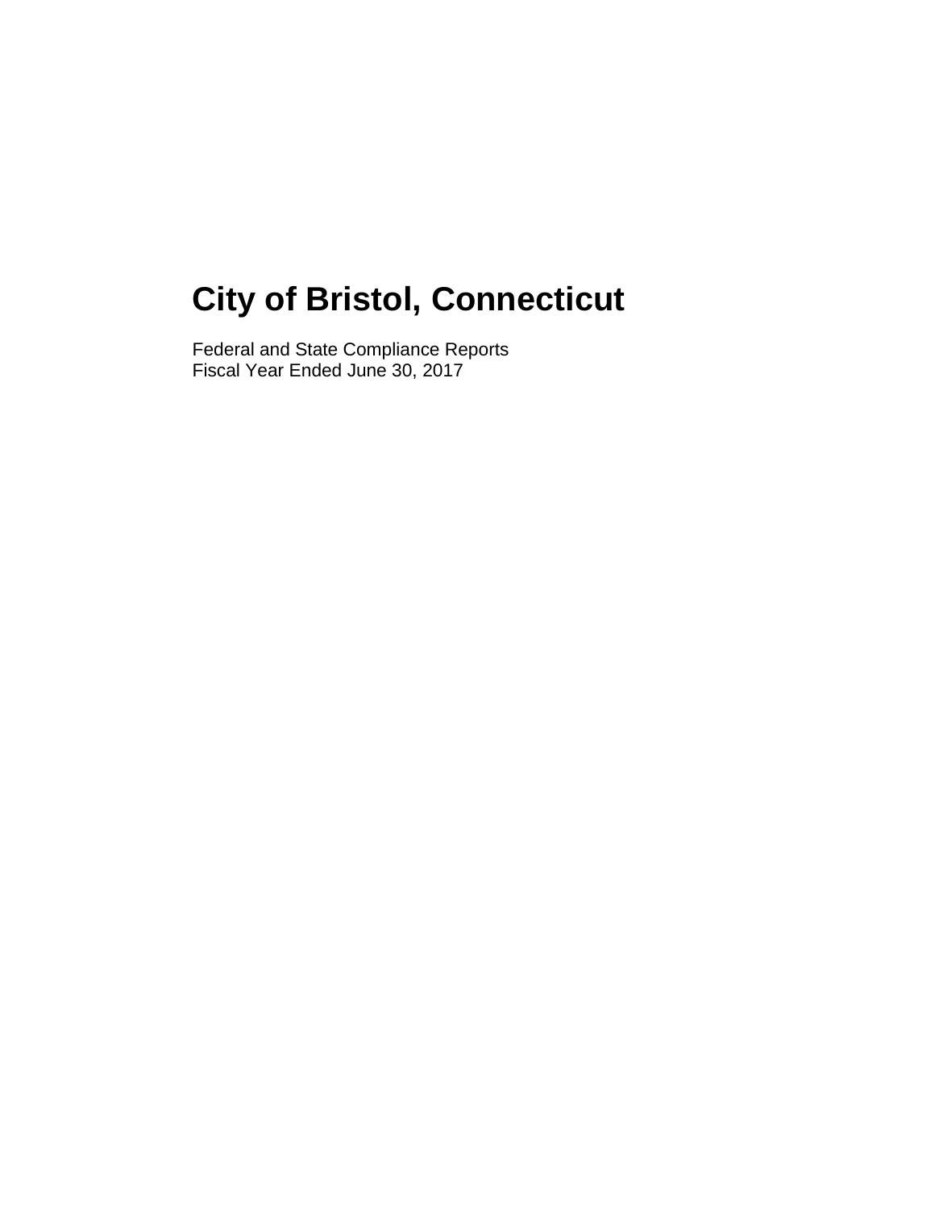# City of Bristol, Connecticut

Federal and State Compliance Reports
Fiscal Year Ended June 30, 2017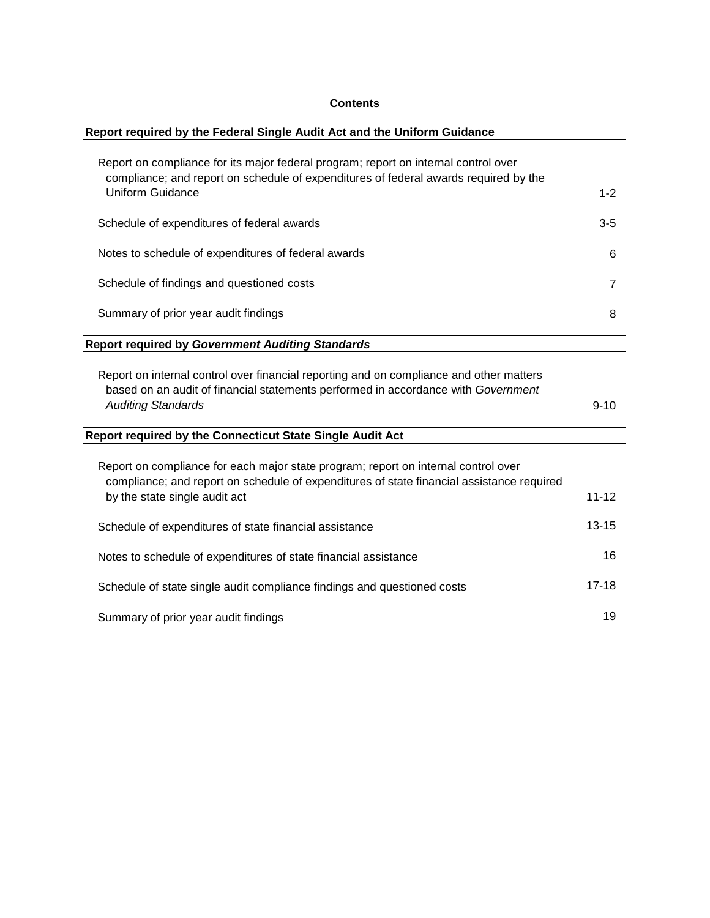# Contents

| Report required by the Federal Single Audit Act and the Uniform Guidance | |
|---|---|
| Report on compliance for its major federal program; report on internal control over compliance; and report on schedule of expenditures of federal awards required by the Uniform Guidance | 1-2 |
| Schedule of expenditures of federal awards | 3-5 |
| Notes to schedule of expenditures of federal awards | 6 |
| Schedule of findings and questioned costs | 7 |
| Summary of prior year audit findings | 8 |
| **Report required by *Government Auditing Standards*** | |
| Report on internal control over financial reporting and on compliance and other matters based on an audit of financial statements performed in accordance with *Government Auditing Standards* | 9-10 |
| **Report required by the Connecticut State Single Audit Act** | |
| Report on compliance for each major state program; report on internal control over compliance; and report on schedule of expenditures of state financial assistance required by the state single audit act | 11-12 |
| Schedule of expenditures of state financial assistance | 13-15 |
| Notes to schedule of expenditures of state financial assistance | 16 |
| Schedule of state single audit compliance findings and questioned costs | 17-18 |
| Summary of prior year audit findings | 19 |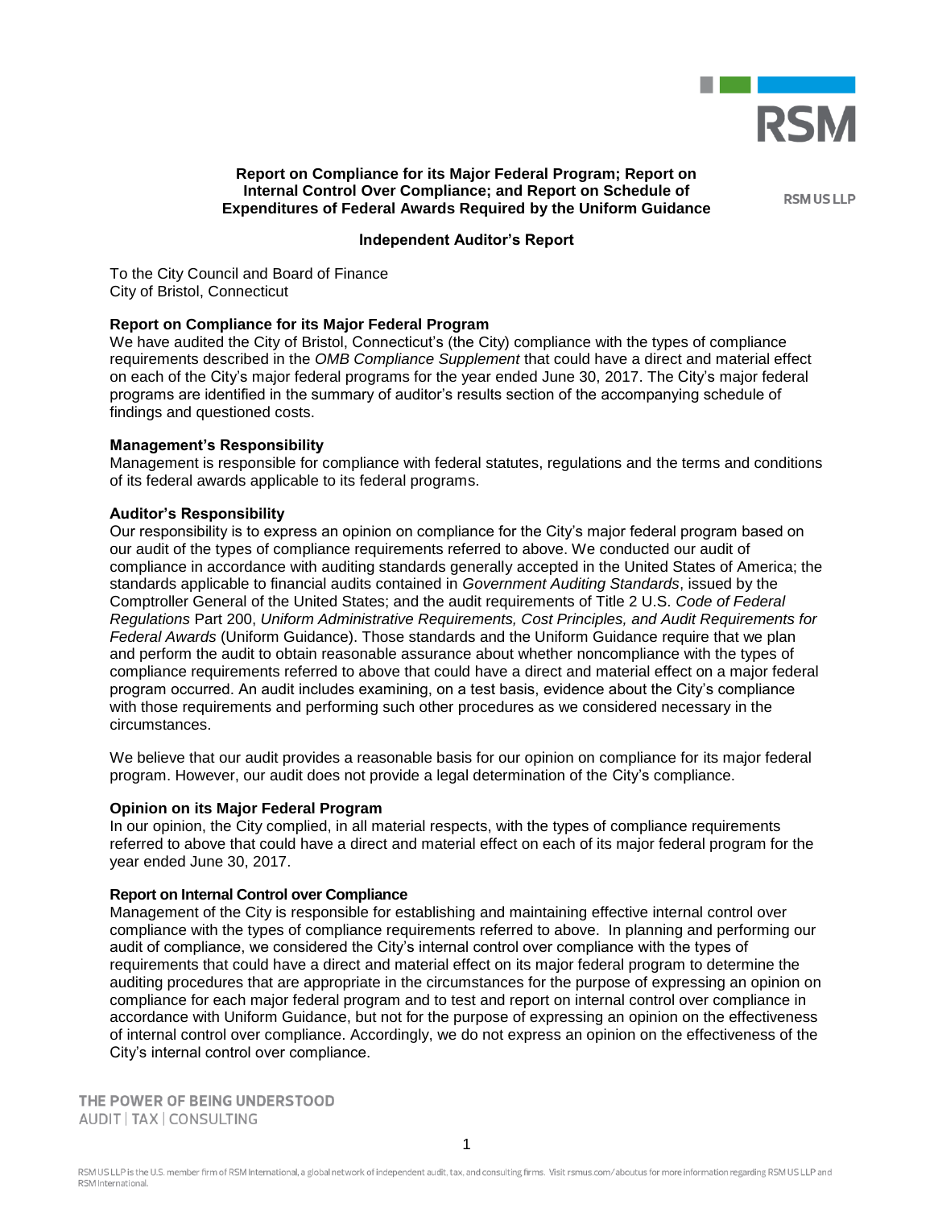**RSM US LLP**

## Report on Compliance for its Major Federal Program; Report on Internal Control Over Compliance; and Report on Schedule of Expenditures of Federal Awards Required by the Uniform Guidance

### Independent Auditor's Report

To the City Council and Board of Finance
City of Bristol, Connecticut

**Report on Compliance for its Major Federal Program**

We have audited the City of Bristol, Connecticut's (the City) compliance with the types of compliance requirements described in the *OMB Compliance Supplement* that could have a direct and material effect on each of the City's major federal programs for the year ended June 30, 2017. The City's major federal programs are identified in the summary of auditor's results section of the accompanying schedule of findings and questioned costs.

**Management's Responsibility**

Management is responsible for compliance with federal statutes, regulations and the terms and conditions of its federal awards applicable to its federal programs.

**Auditor's Responsibility**

Our responsibility is to express an opinion on compliance for the City's major federal program based on our audit of the types of compliance requirements referred to above. We conducted our audit of compliance in accordance with auditing standards generally accepted in the United States of America; the standards applicable to financial audits contained in *Government Auditing Standards*, issued by the Comptroller General of the United States; and the audit requirements of Title 2 U.S. *Code of Federal Regulations* Part 200, *Uniform Administrative Requirements, Cost Principles, and Audit Requirements for Federal Awards* (Uniform Guidance). Those standards and the Uniform Guidance require that we plan and perform the audit to obtain reasonable assurance about whether noncompliance with the types of compliance requirements referred to above that could have a direct and material effect on a major federal program occurred. An audit includes examining, on a test basis, evidence about the City's compliance with those requirements and performing such other procedures as we considered necessary in the circumstances.

We believe that our audit provides a reasonable basis for our opinion on compliance for its major federal program. However, our audit does not provide a legal determination of the City's compliance.

**Opinion on its Major Federal Program**

In our opinion, the City complied, in all material respects, with the types of compliance requirements referred to above that could have a direct and material effect on each of its major federal program for the year ended June 30, 2017.

**Report on Internal Control over Compliance**

Management of the City is responsible for establishing and maintaining effective internal control over compliance with the types of compliance requirements referred to above. In planning and performing our audit of compliance, we considered the City's internal control over compliance with the types of requirements that could have a direct and material effect on its major federal program to determine the auditing procedures that are appropriate in the circumstances for the purpose of expressing an opinion on compliance for each major federal program and to test and report on internal control over compliance in accordance with Uniform Guidance, but not for the purpose of expressing an opinion on the effectiveness of internal control over compliance. Accordingly, we do not express an opinion on the effectiveness of the City's internal control over compliance.

THE POWER OF BEING UNDERSTOOD
AUDIT | TAX | CONSULTING

RSM US LLP is the U.S. member firm of RSM International, a global network of independent audit, tax, and consulting firms. Visit rsmus.com/aboutus for more information regarding RSM US LLP and RSM International.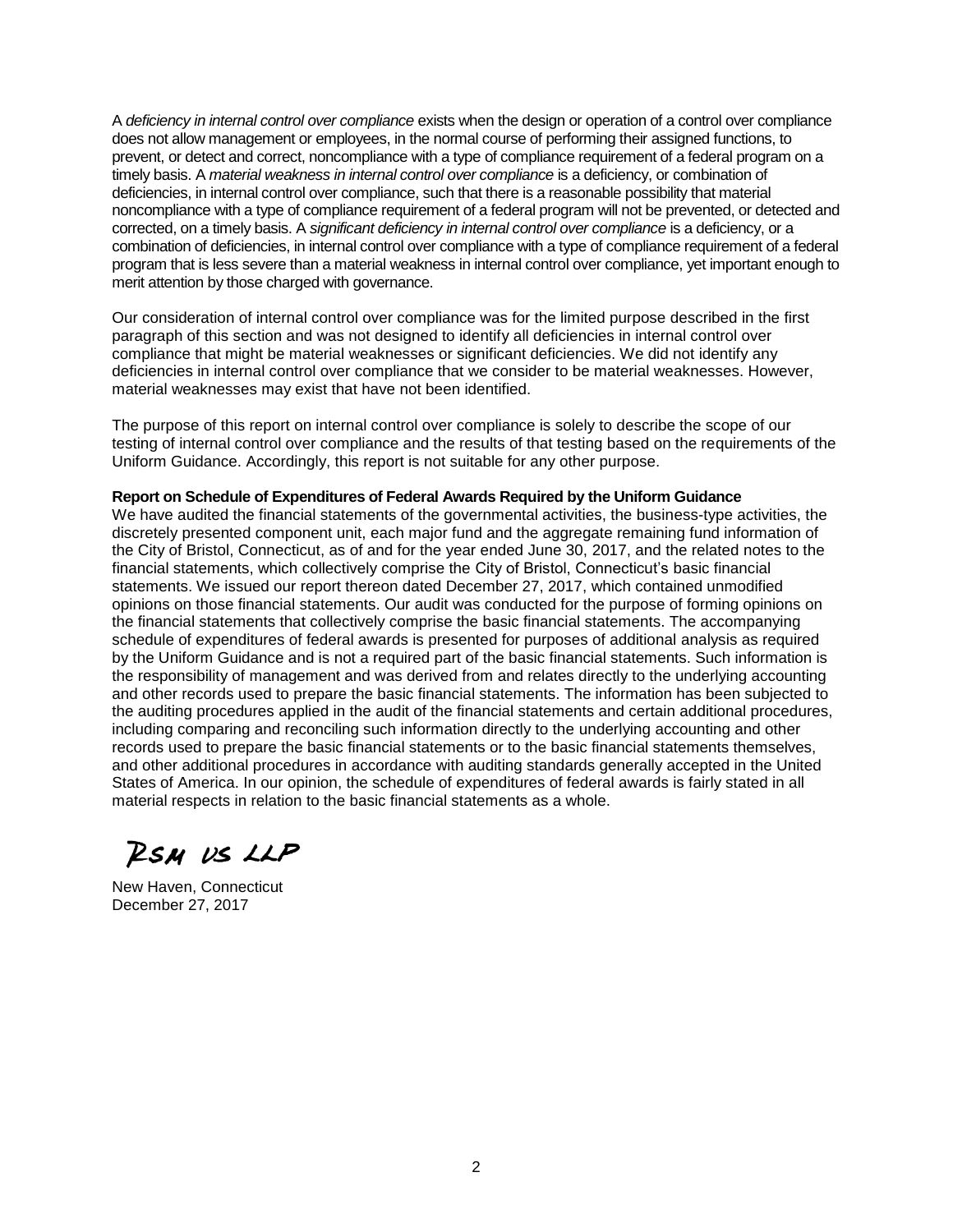A *deficiency in internal control over compliance* exists when the design or operation of a control over compliance does not allow management or employees, in the normal course of performing their assigned functions, to prevent, or detect and correct, noncompliance with a type of compliance requirement of a federal program on a timely basis. A *material weakness in internal control over compliance* is a deficiency, or combination of deficiencies, in internal control over compliance, such that there is a reasonable possibility that material noncompliance with a type of compliance requirement of a federal program will not be prevented, or detected and corrected, on a timely basis. A *significant deficiency in internal control over compliance* is a deficiency, or a combination of deficiencies, in internal control over compliance with a type of compliance requirement of a federal program that is less severe than a material weakness in internal control over compliance, yet important enough to merit attention by those charged with governance.

Our consideration of internal control over compliance was for the limited purpose described in the first paragraph of this section and was not designed to identify all deficiencies in internal control over compliance that might be material weaknesses or significant deficiencies. We did not identify any deficiencies in internal control over compliance that we consider to be material weaknesses. However, material weaknesses may exist that have not been identified.

The purpose of this report on internal control over compliance is solely to describe the scope of our testing of internal control over compliance and the results of that testing based on the requirements of the Uniform Guidance. Accordingly, this report is not suitable for any other purpose.

**Report on Schedule of Expenditures of Federal Awards Required by the Uniform Guidance**

We have audited the financial statements of the governmental activities, the business-type activities, the discretely presented component unit, each major fund and the aggregate remaining fund information of the City of Bristol, Connecticut, as of and for the year ended June 30, 2017, and the related notes to the financial statements, which collectively comprise the City of Bristol, Connecticut's basic financial statements. We issued our report thereon dated December 27, 2017, which contained unmodified opinions on those financial statements. Our audit was conducted for the purpose of forming opinions on the financial statements that collectively comprise the basic financial statements. The accompanying schedule of expenditures of federal awards is presented for purposes of additional analysis as required by the Uniform Guidance and is not a required part of the basic financial statements. Such information is the responsibility of management and was derived from and relates directly to the underlying accounting and other records used to prepare the basic financial statements. The information has been subjected to the auditing procedures applied in the audit of the financial statements and certain additional procedures, including comparing and reconciling such information directly to the underlying accounting and other records used to prepare the basic financial statements or to the basic financial statements themselves, and other additional procedures in accordance with auditing standards generally accepted in the United States of America. In our opinion, the schedule of expenditures of federal awards is fairly stated in all material respects in relation to the basic financial statements as a whole.

RSM US LLP

New Haven, Connecticut
December 27, 2017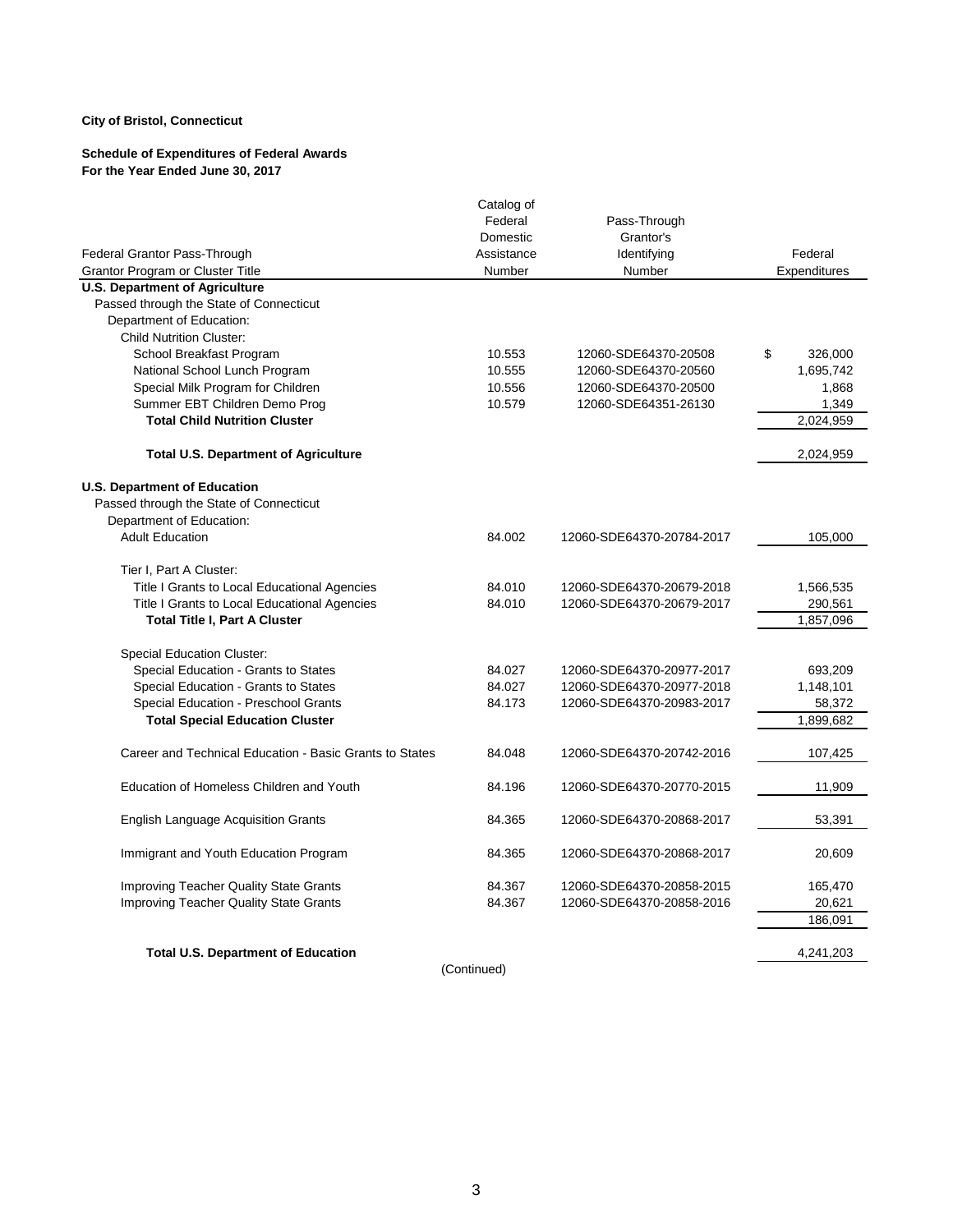**City of Bristol, Connecticut**

**Schedule of Expenditures of Federal Awards**
**For the Year Ended June 30, 2017**

| Federal Grantor Pass-Through Grantor Program or Cluster Title | Catalog of Federal Domestic Assistance Number | Pass-Through Grantor's Identifying Number | Federal Expenditures |
|---|---|---|---|
| **U.S. Department of Agriculture** | | | |
| Passed through the State of Connecticut | | | |
| Department of Education: | | | |
| Child Nutrition Cluster: | | | |
| School Breakfast Program | 10.553 | 12060-SDE64370-20508 | $ 326,000 |
| National School Lunch Program | 10.555 | 12060-SDE64370-20560 | 1,695,742 |
| Special Milk Program for Children | 10.556 | 12060-SDE64370-20500 | 1,868 |
| Summer EBT Children Demo Prog | 10.579 | 12060-SDE64351-26130 | 1,349 |
| **Total Child Nutrition Cluster** | | | 2,024,959 |
| **Total U.S. Department of Agriculture** | | | 2,024,959 |
| **U.S. Department of Education** | | | |
| Passed through the State of Connecticut | | | |
| Department of Education: | | | |
| Adult Education | 84.002 | 12060-SDE64370-20784-2017 | 105,000 |
| Tier I, Part A Cluster: | | | |
| Title I Grants to Local Educational Agencies | 84.010 | 12060-SDE64370-20679-2018 | 1,566,535 |
| Title I Grants to Local Educational Agencies | 84.010 | 12060-SDE64370-20679-2017 | 290,561 |
| **Total Title I, Part A Cluster** | | | 1,857,096 |
| Special Education Cluster: | | | |
| Special Education - Grants to States | 84.027 | 12060-SDE64370-20977-2017 | 693,209 |
| Special Education - Grants to States | 84.027 | 12060-SDE64370-20977-2018 | 1,148,101 |
| Special Education - Preschool Grants | 84.173 | 12060-SDE64370-20983-2017 | 58,372 |
| **Total Special Education Cluster** | | | 1,899,682 |
| Career and Technical Education - Basic Grants to States | 84.048 | 12060-SDE64370-20742-2016 | 107,425 |
| Education of Homeless Children and Youth | 84.196 | 12060-SDE64370-20770-2015 | 11,909 |
| English Language Acquisition Grants | 84.365 | 12060-SDE64370-20868-2017 | 53,391 |
| Immigrant and Youth Education Program | 84.365 | 12060-SDE64370-20868-2017 | 20,609 |
| Improving Teacher Quality State Grants | 84.367 | 12060-SDE64370-20858-2015 | 165,470 |
| Improving Teacher Quality State Grants | 84.367 | 12060-SDE64370-20858-2016 | 20,621 |
| | | | 186,091 |
| **Total U.S. Department of Education** | | | 4,241,203 |

(Continued)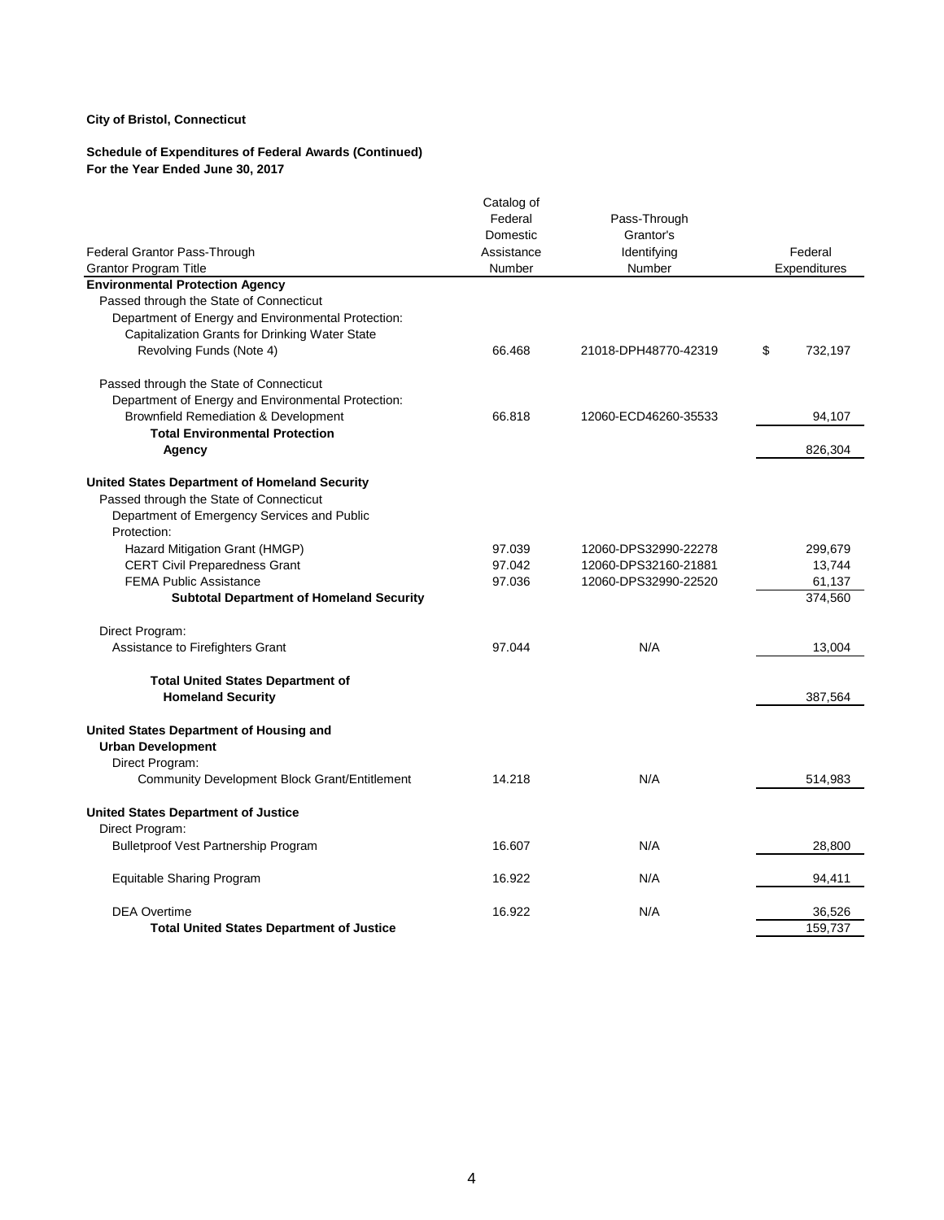**City of Bristol, Connecticut**

**Schedule of Expenditures of Federal Awards (Continued)**
**For the Year Ended June 30, 2017**

| Federal Grantor Pass-Through Grantor Program Title | Catalog of Federal Domestic Assistance Number | Pass-Through Grantor's Identifying Number | Federal Expenditures |
|---|---|---|---|
| **Environmental Protection Agency** | | | |
| Passed through the State of Connecticut | | | |
| Department of Energy and Environmental Protection: | | | |
| Capitalization Grants for Drinking Water State Revolving Funds (Note 4) | 66.468 | 21018-DPH48770-42319 | $ 732,197 |
| Passed through the State of Connecticut | | | |
| Department of Energy and Environmental Protection: | | | |
| Brownfield Remediation & Development | 66.818 | 12060-ECD46260-35533 | 94,107 |
| **Total Environmental Protection Agency** | | | 826,304 |
| **United States Department of Homeland Security** | | | |
| Passed through the State of Connecticut | | | |
| Department of Emergency Services and Public Protection: | | | |
| Hazard Mitigation Grant (HMGP) | 97.039 | 12060-DPS32990-22278 | 299,679 |
| CERT Civil Preparedness Grant | 97.042 | 12060-DPS32160-21881 | 13,744 |
| FEMA Public Assistance | 97.036 | 12060-DPS32990-22520 | 61,137 |
| **Subtotal Department of Homeland Security** | | | 374,560 |
| Direct Program: | | | |
| Assistance to Firefighters Grant | 97.044 | N/A | 13,004 |
| **Total United States Department of Homeland Security** | | | 387,564 |
| **United States Department of Housing and Urban Development** | | | |
| Direct Program: | | | |
| Community Development Block Grant/Entitlement | 14.218 | N/A | 514,983 |
| **United States Department of Justice** | | | |
| Direct Program: | | | |
| Bulletproof Vest Partnership Program | 16.607 | N/A | 28,800 |
| Equitable Sharing Program | 16.922 | N/A | 94,411 |
| DEA Overtime | 16.922 | N/A | 36,526 |
| **Total United States Department of Justice** | | | 159,737 |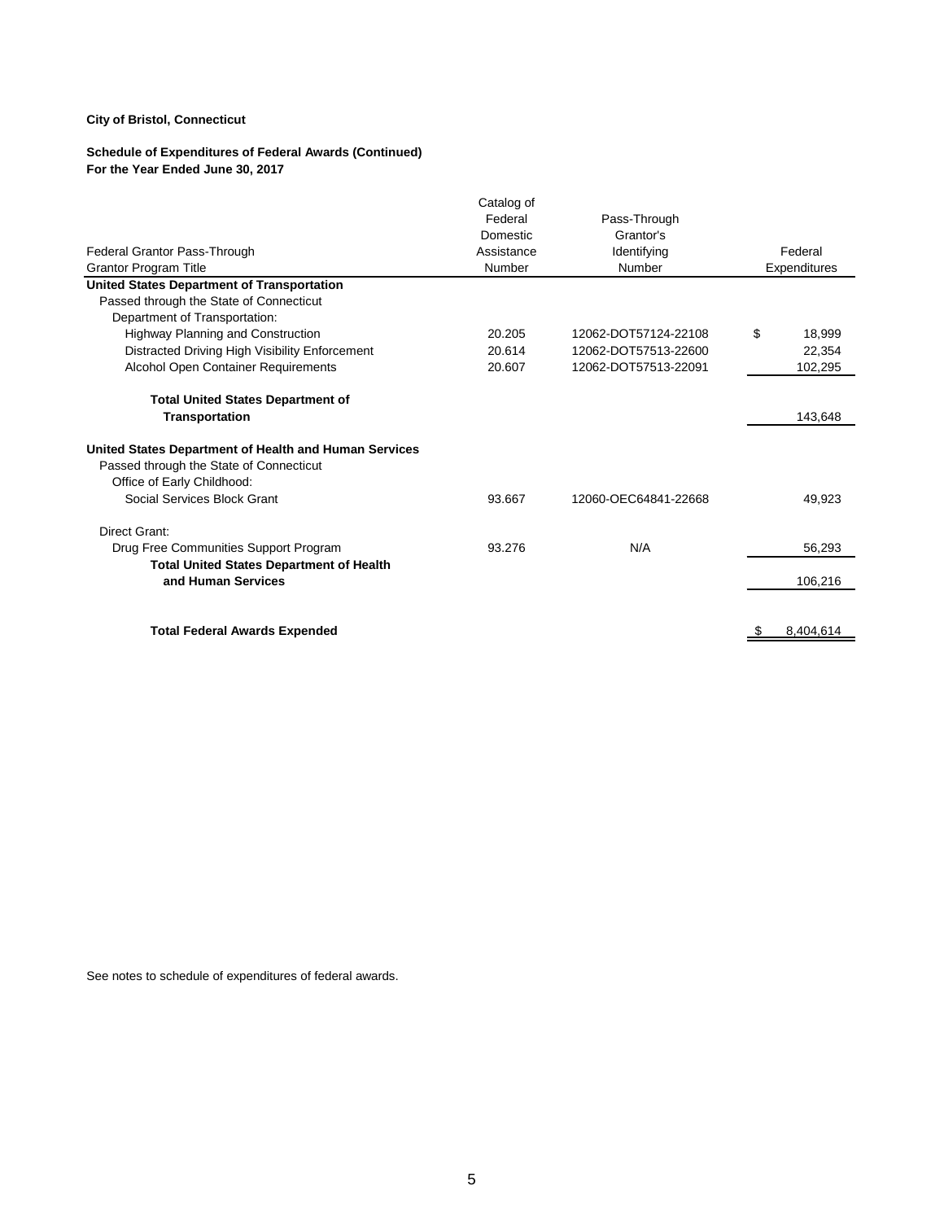**City of Bristol, Connecticut**

**Schedule of Expenditures of Federal Awards (Continued)**
**For the Year Ended June 30, 2017**

| Federal Grantor Pass-Through Grantor Program Title | Catalog of Federal Domestic Assistance Number | Pass-Through Grantor's Identifying Number | Federal Expenditures |
|---|---|---|---|
| **United States Department of Transportation** | | | |
| Passed through the State of Connecticut | | | |
| Department of Transportation: | | | |
| Highway Planning and Construction | 20.205 | 12062-DOT57124-22108 | $ 18,999 |
| Distracted Driving High Visibility Enforcement | 20.614 | 12062-DOT57513-22600 | 22,354 |
| Alcohol Open Container Requirements | 20.607 | 12062-DOT57513-22091 | 102,295 |
| **Total United States Department of Transportation** | | | 143,648 |
| **United States Department of Health and Human Services** | | | |
| Passed through the State of Connecticut | | | |
| Office of Early Childhood: | | | |
| Social Services Block Grant | 93.667 | 12060-OEC64841-22668 | 49,923 |
| Direct Grant: | | | |
| Drug Free Communities Support Program | 93.276 | N/A | 56,293 |
| **Total United States Department of Health and Human Services** | | | 106,216 |
| **Total Federal Awards Expended** | | | $ 8,404,614 |

See notes to schedule of expenditures of federal awards.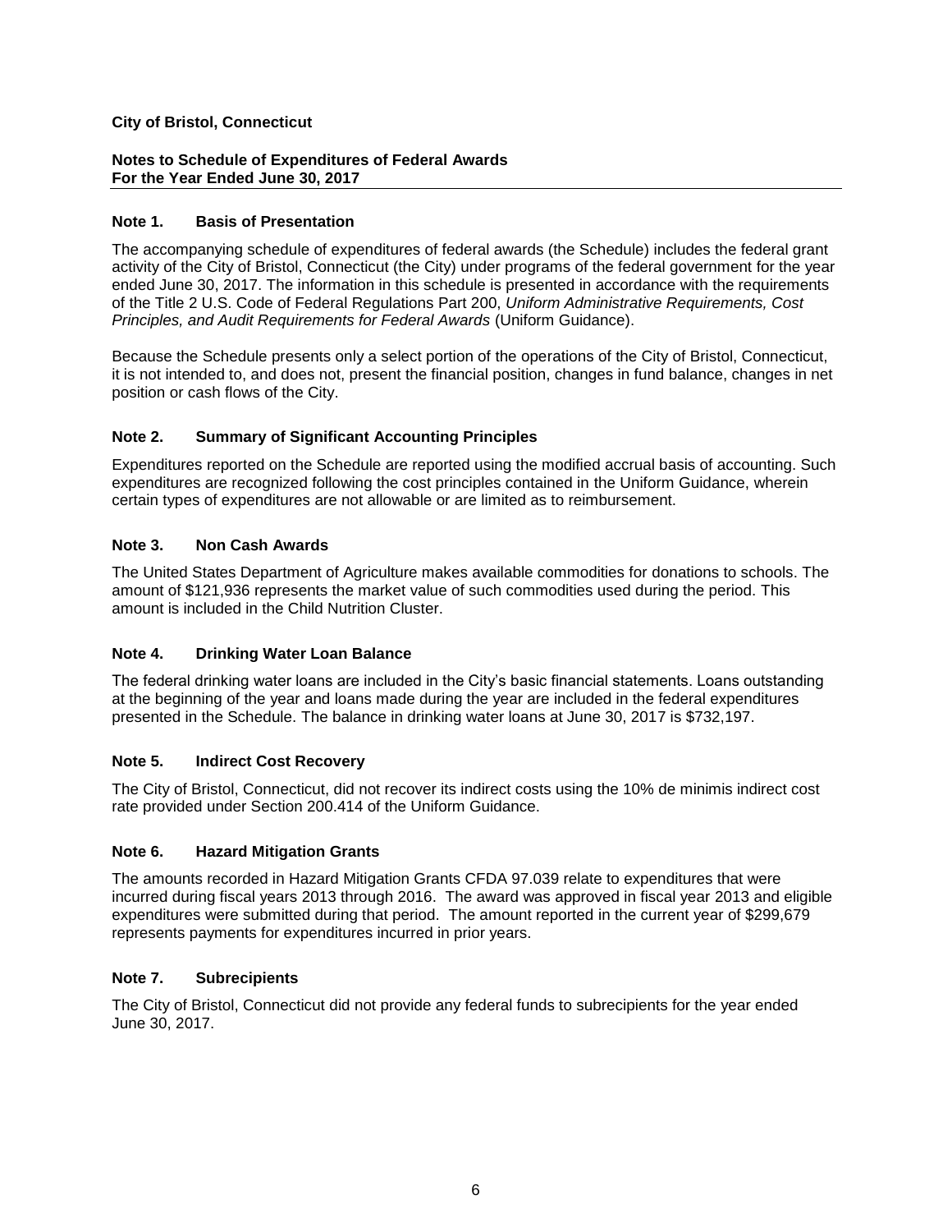**City of Bristol, Connecticut**

**Notes to Schedule of Expenditures of Federal Awards**
**For the Year Ended June 30, 2017**

### Note 1. Basis of Presentation

The accompanying schedule of expenditures of federal awards (the Schedule) includes the federal grant activity of the City of Bristol, Connecticut (the City) under programs of the federal government for the year ended June 30, 2017. The information in this schedule is presented in accordance with the requirements of the Title 2 U.S. Code of Federal Regulations Part 200, *Uniform Administrative Requirements, Cost Principles, and Audit Requirements for Federal Awards* (Uniform Guidance).

Because the Schedule presents only a select portion of the operations of the City of Bristol, Connecticut, it is not intended to, and does not, present the financial position, changes in fund balance, changes in net position or cash flows of the City.

### Note 2. Summary of Significant Accounting Principles

Expenditures reported on the Schedule are reported using the modified accrual basis of accounting. Such expenditures are recognized following the cost principles contained in the Uniform Guidance, wherein certain types of expenditures are not allowable or are limited as to reimbursement.

### Note 3. Non Cash Awards

The United States Department of Agriculture makes available commodities for donations to schools. The amount of $121,936 represents the market value of such commodities used during the period. This amount is included in the Child Nutrition Cluster.

### Note 4. Drinking Water Loan Balance

The federal drinking water loans are included in the City's basic financial statements. Loans outstanding at the beginning of the year and loans made during the year are included in the federal expenditures presented in the Schedule. The balance in drinking water loans at June 30, 2017 is $732,197.

### Note 5. Indirect Cost Recovery

The City of Bristol, Connecticut, did not recover its indirect costs using the 10% de minimis indirect cost rate provided under Section 200.414 of the Uniform Guidance.

### Note 6. Hazard Mitigation Grants

The amounts recorded in Hazard Mitigation Grants CFDA 97.039 relate to expenditures that were incurred during fiscal years 2013 through 2016. The award was approved in fiscal year 2013 and eligible expenditures were submitted during that period. The amount reported in the current year of $299,679 represents payments for expenditures incurred in prior years.

### Note 7. Subrecipients

The City of Bristol, Connecticut did not provide any federal funds to subrecipients for the year ended June 30, 2017.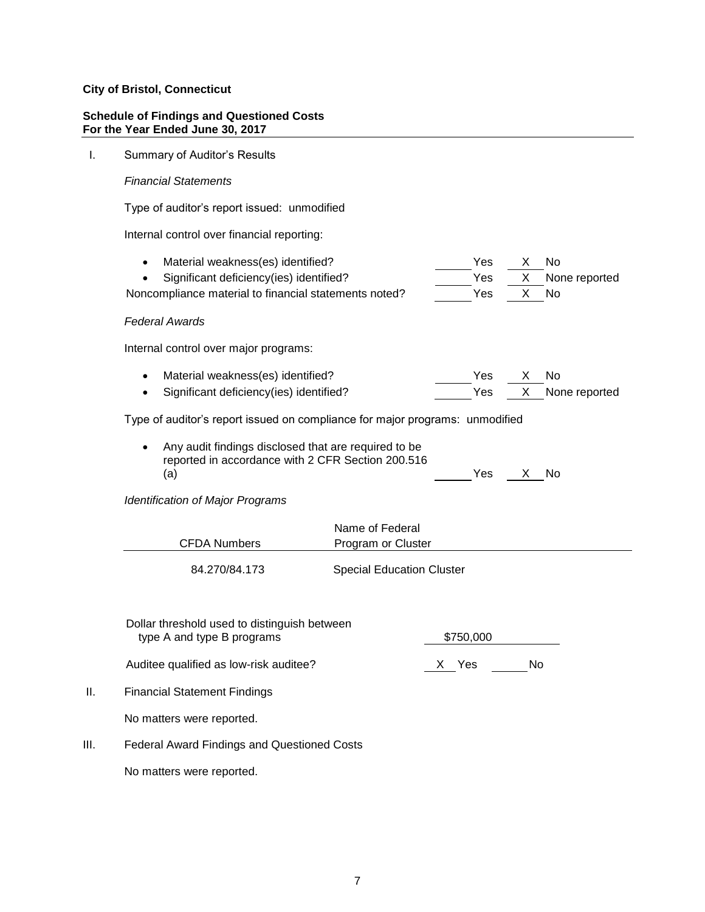**City of Bristol, Connecticut**

**Schedule of Findings and Questioned Costs**
**For the Year Ended June 30, 2017**

I. Summary of Auditor's Results

*Financial Statements*

Type of auditor's report issued: unmodified

Internal control over financial reporting:

- Material weakness(es) identified? ______ Yes __X__ No
- Significant deficiency(ies) identified? ______ Yes __X__ None reported

Noncompliance material to financial statements noted? ______ Yes __X__ No

*Federal Awards*

Internal control over major programs:

- Material weakness(es) identified? ______ Yes __X__ No
- Significant deficiency(ies) identified? ______ Yes __X__ None reported

Type of auditor's report issued on compliance for major programs: unmodified

- Any audit findings disclosed that are required to be reported in accordance with 2 CFR Section 200.516 (a) ______ Yes __X__ No

*Identification of Major Programs*

| CFDA Numbers | Name of Federal Program or Cluster |
|---|---|
| 84.270/84.173 | Special Education Cluster |

Dollar threshold used to distinguish between type A and type B programs: $750,000

Auditee qualified as low-risk auditee? __X__ Yes ______ No

II. Financial Statement Findings

No matters were reported.

III. Federal Award Findings and Questioned Costs

No matters were reported.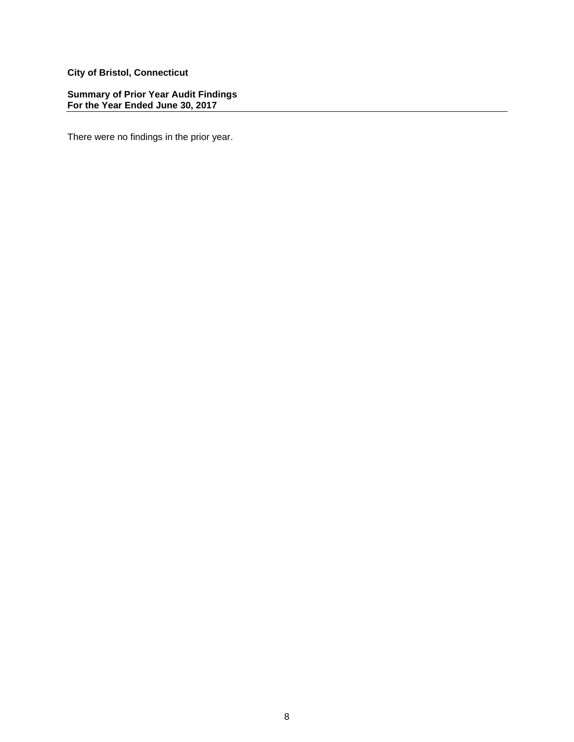**City of Bristol, Connecticut**

**Summary of Prior Year Audit Findings**
**For the Year Ended June 30, 2017**

There were no findings in the prior year.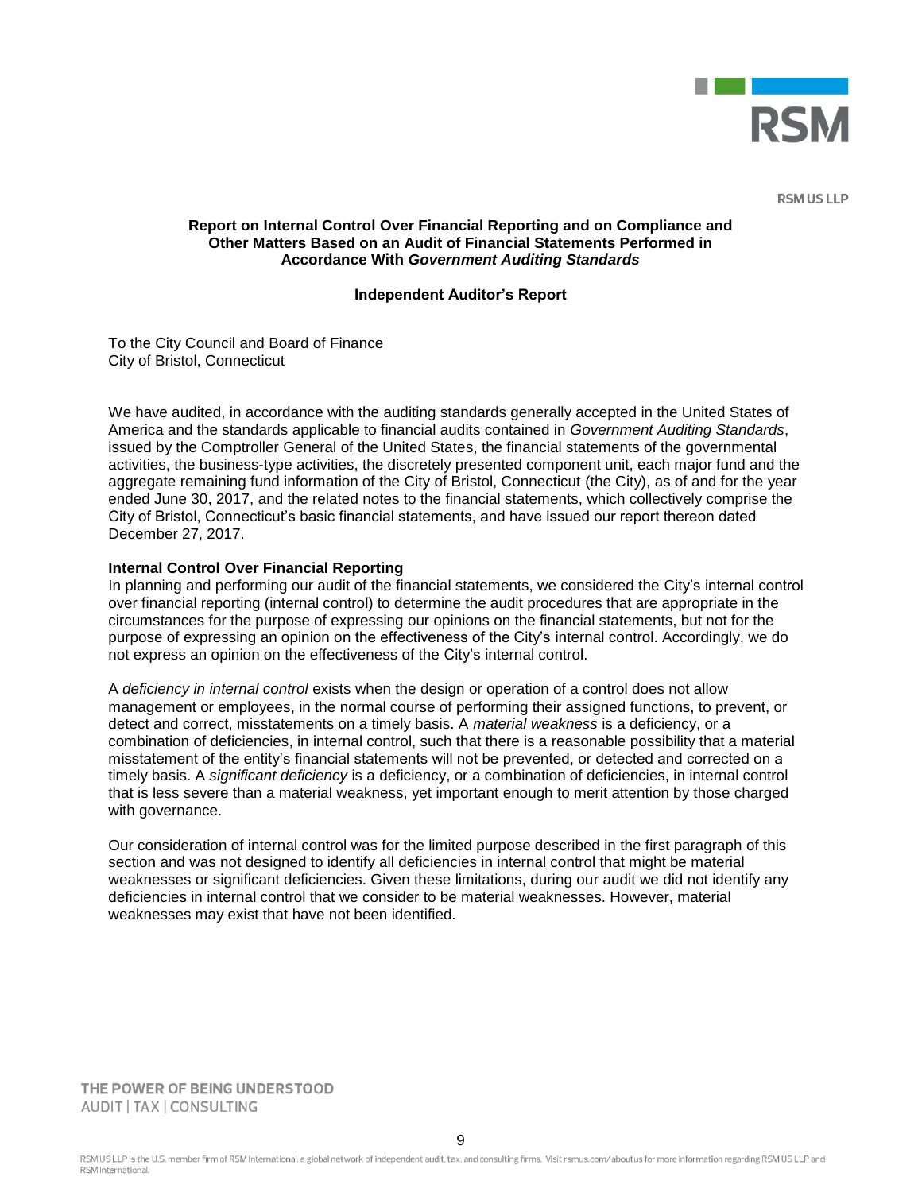RSM US LLP

**Report on Internal Control Over Financial Reporting and on Compliance and Other Matters Based on an Audit of Financial Statements Performed in Accordance With *Government Auditing Standards***

**Independent Auditor's Report**

To the City Council and Board of Finance
City of Bristol, Connecticut

We have audited, in accordance with the auditing standards generally accepted in the United States of America and the standards applicable to financial audits contained in *Government Auditing Standards*, issued by the Comptroller General of the United States, the financial statements of the governmental activities, the business-type activities, the discretely presented component unit, each major fund and the aggregate remaining fund information of the City of Bristol, Connecticut (the City), as of and for the year ended June 30, 2017, and the related notes to the financial statements, which collectively comprise the City of Bristol, Connecticut's basic financial statements, and have issued our report thereon dated December 27, 2017.

**Internal Control Over Financial Reporting**

In planning and performing our audit of the financial statements, we considered the City's internal control over financial reporting (internal control) to determine the audit procedures that are appropriate in the circumstances for the purpose of expressing our opinions on the financial statements, but not for the purpose of expressing an opinion on the effectiveness of the City's internal control. Accordingly, we do not express an opinion on the effectiveness of the City's internal control.

A *deficiency in internal control* exists when the design or operation of a control does not allow management or employees, in the normal course of performing their assigned functions, to prevent, or detect and correct, misstatements on a timely basis. A *material weakness* is a deficiency, or a combination of deficiencies, in internal control, such that there is a reasonable possibility that a material misstatement of the entity's financial statements will not be prevented, or detected and corrected on a timely basis. A *significant deficiency* is a deficiency, or a combination of deficiencies, in internal control that is less severe than a material weakness, yet important enough to merit attention by those charged with governance.

Our consideration of internal control was for the limited purpose described in the first paragraph of this section and was not designed to identify all deficiencies in internal control that might be material weaknesses or significant deficiencies. Given these limitations, during our audit we did not identify any deficiencies in internal control that we consider to be material weaknesses. However, material weaknesses may exist that have not been identified.

THE POWER OF BEING UNDERSTOOD
AUDIT | TAX | CONSULTING

RSM US LLP is the U.S. member firm of RSM International, a global network of independent audit, tax, and consulting firms. Visit rsmus.com/aboutus for more information regarding RSM US LLP and RSM International.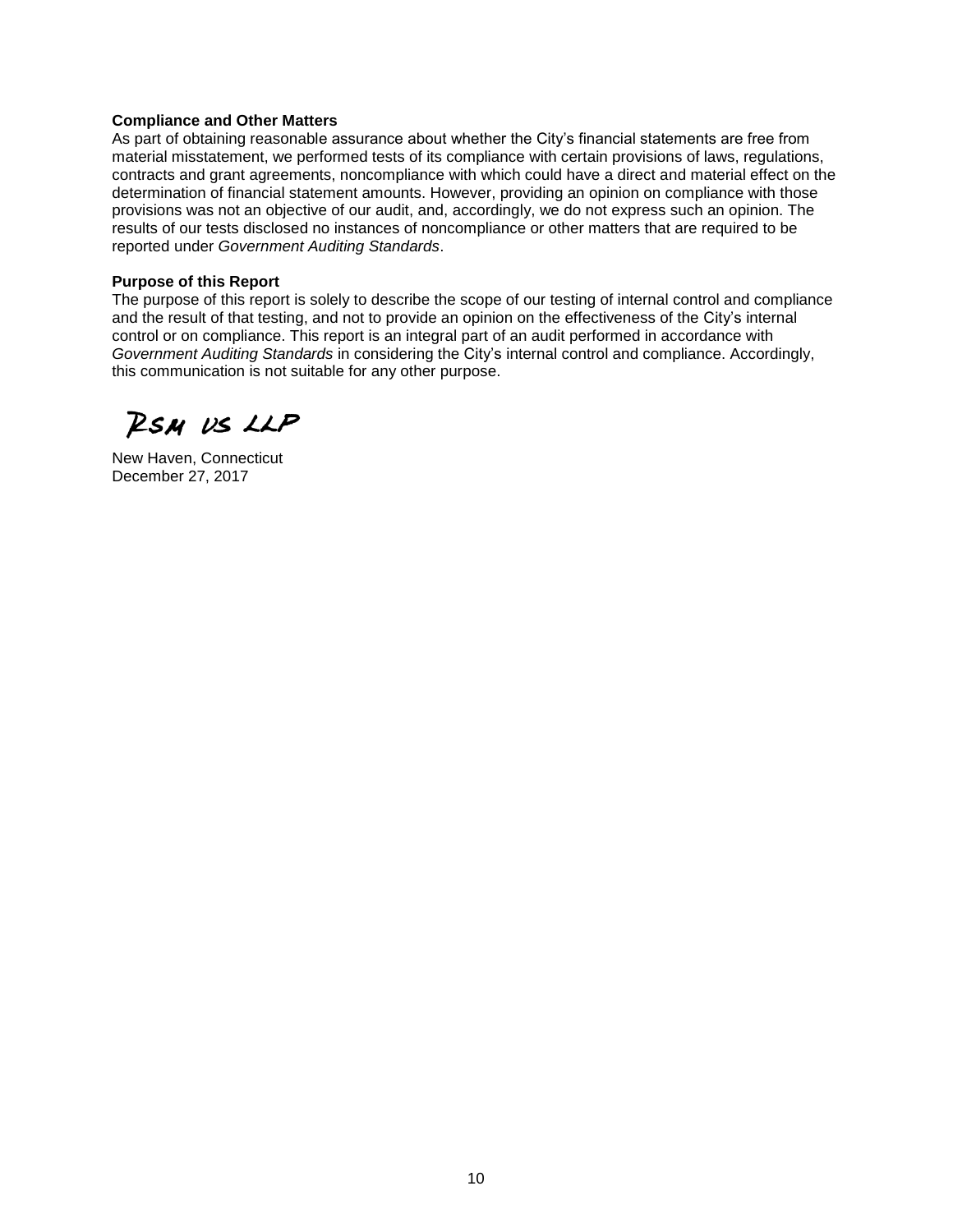**Compliance and Other Matters**

As part of obtaining reasonable assurance about whether the City's financial statements are free from material misstatement, we performed tests of its compliance with certain provisions of laws, regulations, contracts and grant agreements, noncompliance with which could have a direct and material effect on the determination of financial statement amounts. However, providing an opinion on compliance with those provisions was not an objective of our audit, and, accordingly, we do not express such an opinion. The results of our tests disclosed no instances of noncompliance or other matters that are required to be reported under *Government Auditing Standards*.

**Purpose of this Report**

The purpose of this report is solely to describe the scope of our testing of internal control and compliance and the result of that testing, and not to provide an opinion on the effectiveness of the City's internal control or on compliance. This report is an integral part of an audit performed in accordance with *Government Auditing Standards* in considering the City's internal control and compliance. Accordingly, this communication is not suitable for any other purpose.

RSM US LLP

New Haven, Connecticut
December 27, 2017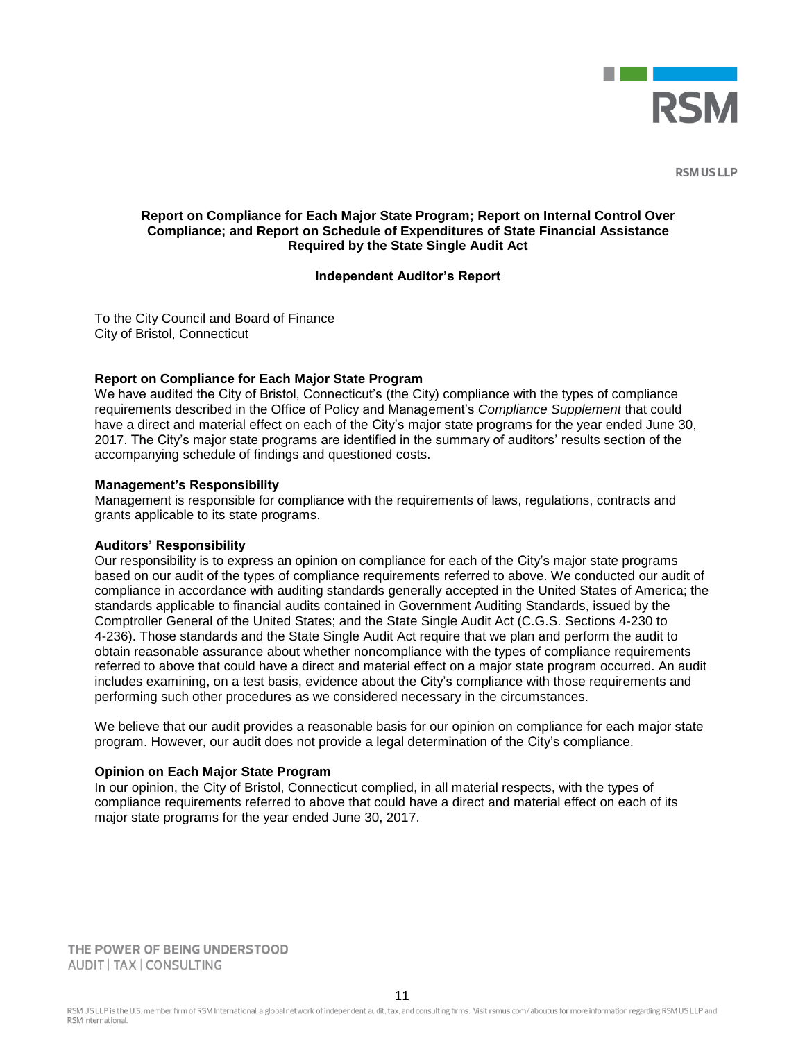RSM US LLP

**Report on Compliance for Each Major State Program; Report on Internal Control Over Compliance; and Report on Schedule of Expenditures of State Financial Assistance Required by the State Single Audit Act**

**Independent Auditor's Report**

To the City Council and Board of Finance
City of Bristol, Connecticut

**Report on Compliance for Each Major State Program**

We have audited the City of Bristol, Connecticut's (the City) compliance with the types of compliance requirements described in the Office of Policy and Management's *Compliance Supplement* that could have a direct and material effect on each of the City's major state programs for the year ended June 30, 2017. The City's major state programs are identified in the summary of auditors' results section of the accompanying schedule of findings and questioned costs.

**Management's Responsibility**

Management is responsible for compliance with the requirements of laws, regulations, contracts and grants applicable to its state programs.

**Auditors' Responsibility**

Our responsibility is to express an opinion on compliance for each of the City's major state programs based on our audit of the types of compliance requirements referred to above. We conducted our audit of compliance in accordance with auditing standards generally accepted in the United States of America; the standards applicable to financial audits contained in Government Auditing Standards, issued by the Comptroller General of the United States; and the State Single Audit Act (C.G.S. Sections 4-230 to 4-236). Those standards and the State Single Audit Act require that we plan and perform the audit to obtain reasonable assurance about whether noncompliance with the types of compliance requirements referred to above that could have a direct and material effect on a major state program occurred. An audit includes examining, on a test basis, evidence about the City's compliance with those requirements and performing such other procedures as we considered necessary in the circumstances.

We believe that our audit provides a reasonable basis for our opinion on compliance for each major state program. However, our audit does not provide a legal determination of the City's compliance.

**Opinion on Each Major State Program**

In our opinion, the City of Bristol, Connecticut complied, in all material respects, with the types of compliance requirements referred to above that could have a direct and material effect on each of its major state programs for the year ended June 30, 2017.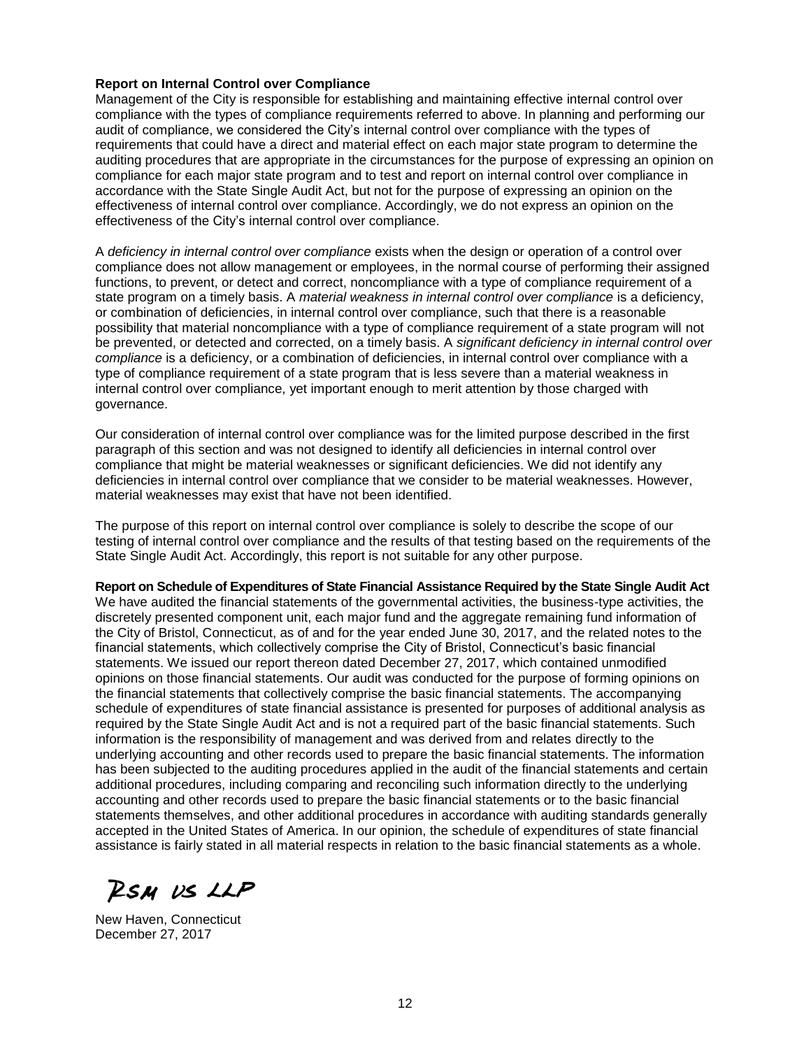**Report on Internal Control over Compliance**

Management of the City is responsible for establishing and maintaining effective internal control over compliance with the types of compliance requirements referred to above. In planning and performing our audit of compliance, we considered the City's internal control over compliance with the types of requirements that could have a direct and material effect on each major state program to determine the auditing procedures that are appropriate in the circumstances for the purpose of expressing an opinion on compliance for each major state program and to test and report on internal control over compliance in accordance with the State Single Audit Act, but not for the purpose of expressing an opinion on the effectiveness of internal control over compliance. Accordingly, we do not express an opinion on the effectiveness of the City's internal control over compliance.

A *deficiency in internal control over compliance* exists when the design or operation of a control over compliance does not allow management or employees, in the normal course of performing their assigned functions, to prevent, or detect and correct, noncompliance with a type of compliance requirement of a state program on a timely basis. A *material weakness in internal control over compliance* is a deficiency, or combination of deficiencies, in internal control over compliance, such that there is a reasonable possibility that material noncompliance with a type of compliance requirement of a state program will not be prevented, or detected and corrected, on a timely basis. A *significant deficiency in internal control over compliance* is a deficiency, or a combination of deficiencies, in internal control over compliance with a type of compliance requirement of a state program that is less severe than a material weakness in internal control over compliance, yet important enough to merit attention by those charged with governance.

Our consideration of internal control over compliance was for the limited purpose described in the first paragraph of this section and was not designed to identify all deficiencies in internal control over compliance that might be material weaknesses or significant deficiencies. We did not identify any deficiencies in internal control over compliance that we consider to be material weaknesses. However, material weaknesses may exist that have not been identified.

The purpose of this report on internal control over compliance is solely to describe the scope of our testing of internal control over compliance and the results of that testing based on the requirements of the State Single Audit Act. Accordingly, this report is not suitable for any other purpose.

**Report on Schedule of Expenditures of State Financial Assistance Required by the State Single Audit Act**

We have audited the financial statements of the governmental activities, the business-type activities, the discretely presented component unit, each major fund and the aggregate remaining fund information of the City of Bristol, Connecticut, as of and for the year ended June 30, 2017, and the related notes to the financial statements, which collectively comprise the City of Bristol, Connecticut's basic financial statements. We issued our report thereon dated December 27, 2017, which contained unmodified opinions on those financial statements. Our audit was conducted for the purpose of forming opinions on the financial statements that collectively comprise the basic financial statements. The accompanying schedule of expenditures of state financial assistance is presented for purposes of additional analysis as required by the State Single Audit Act and is not a required part of the basic financial statements. Such information is the responsibility of management and was derived from and relates directly to the underlying accounting and other records used to prepare the basic financial statements. The information has been subjected to the auditing procedures applied in the audit of the financial statements and certain additional procedures, including comparing and reconciling such information directly to the underlying accounting and other records used to prepare the basic financial statements or to the basic financial statements themselves, and other additional procedures in accordance with auditing standards generally accepted in the United States of America. In our opinion, the schedule of expenditures of state financial assistance is fairly stated in all material respects in relation to the basic financial statements as a whole.

RSM US LLP

New Haven, Connecticut
December 27, 2017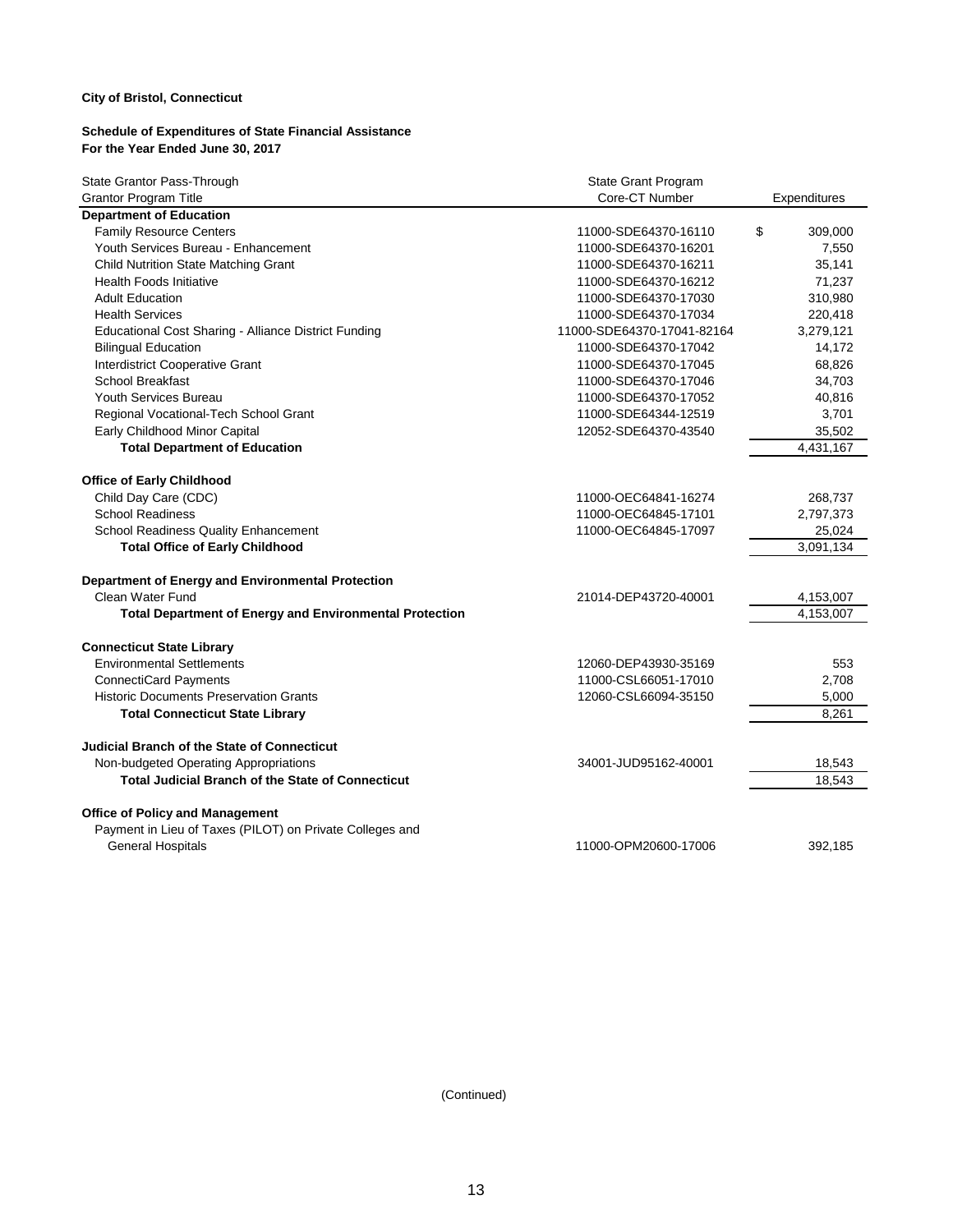**City of Bristol, Connecticut**

**Schedule of Expenditures of State Financial Assistance**
**For the Year Ended June 30, 2017**

| State Grantor Pass-Through Grantor Program Title | State Grant Program Core-CT Number | Expenditures |
|---|---|---|
| **Department of Education** | | |
| Family Resource Centers | 11000-SDE64370-16110 | $ 309,000 |
| Youth Services Bureau - Enhancement | 11000-SDE64370-16201 | 7,550 |
| Child Nutrition State Matching Grant | 11000-SDE64370-16211 | 35,141 |
| Health Foods Initiative | 11000-SDE64370-16212 | 71,237 |
| Adult Education | 11000-SDE64370-17030 | 310,980 |
| Health Services | 11000-SDE64370-17034 | 220,418 |
| Educational Cost Sharing - Alliance District Funding | 11000-SDE64370-17041-82164 | 3,279,121 |
| Bilingual Education | 11000-SDE64370-17042 | 14,172 |
| Interdistrict Cooperative Grant | 11000-SDE64370-17045 | 68,826 |
| School Breakfast | 11000-SDE64370-17046 | 34,703 |
| Youth Services Bureau | 11000-SDE64370-17052 | 40,816 |
| Regional Vocational-Tech School Grant | 11000-SDE64344-12519 | 3,701 |
| Early Childhood Minor Capital | 12052-SDE64370-43540 | 35,502 |
| **Total Department of Education** | | 4,431,167 |
| **Office of Early Childhood** | | |
| Child Day Care (CDC) | 11000-OEC64841-16274 | 268,737 |
| School Readiness | 11000-OEC64845-17101 | 2,797,373 |
| School Readiness Quality Enhancement | 11000-OEC64845-17097 | 25,024 |
| **Total Office of Early Childhood** | | 3,091,134 |
| **Department of Energy and Environmental Protection** | | |
| Clean Water Fund | 21014-DEP43720-40001 | 4,153,007 |
| **Total Department of Energy and Environmental Protection** | | 4,153,007 |
| **Connecticut State Library** | | |
| Environmental Settlements | 12060-DEP43930-35169 | 553 |
| ConnectiCard Payments | 11000-CSL66051-17010 | 2,708 |
| Historic Documents Preservation Grants | 12060-CSL66094-35150 | 5,000 |
| **Total Connecticut State Library** | | 8,261 |
| **Judicial Branch of the State of Connecticut** | | |
| Non-budgeted Operating Appropriations | 34001-JUD95162-40001 | 18,543 |
| **Total Judicial Branch of the State of Connecticut** | | 18,543 |
| **Office of Policy and Management** | | |
| Payment in Lieu of Taxes (PILOT) on Private Colleges and General Hospitals | 11000-OPM20600-17006 | 392,185 |

(Continued)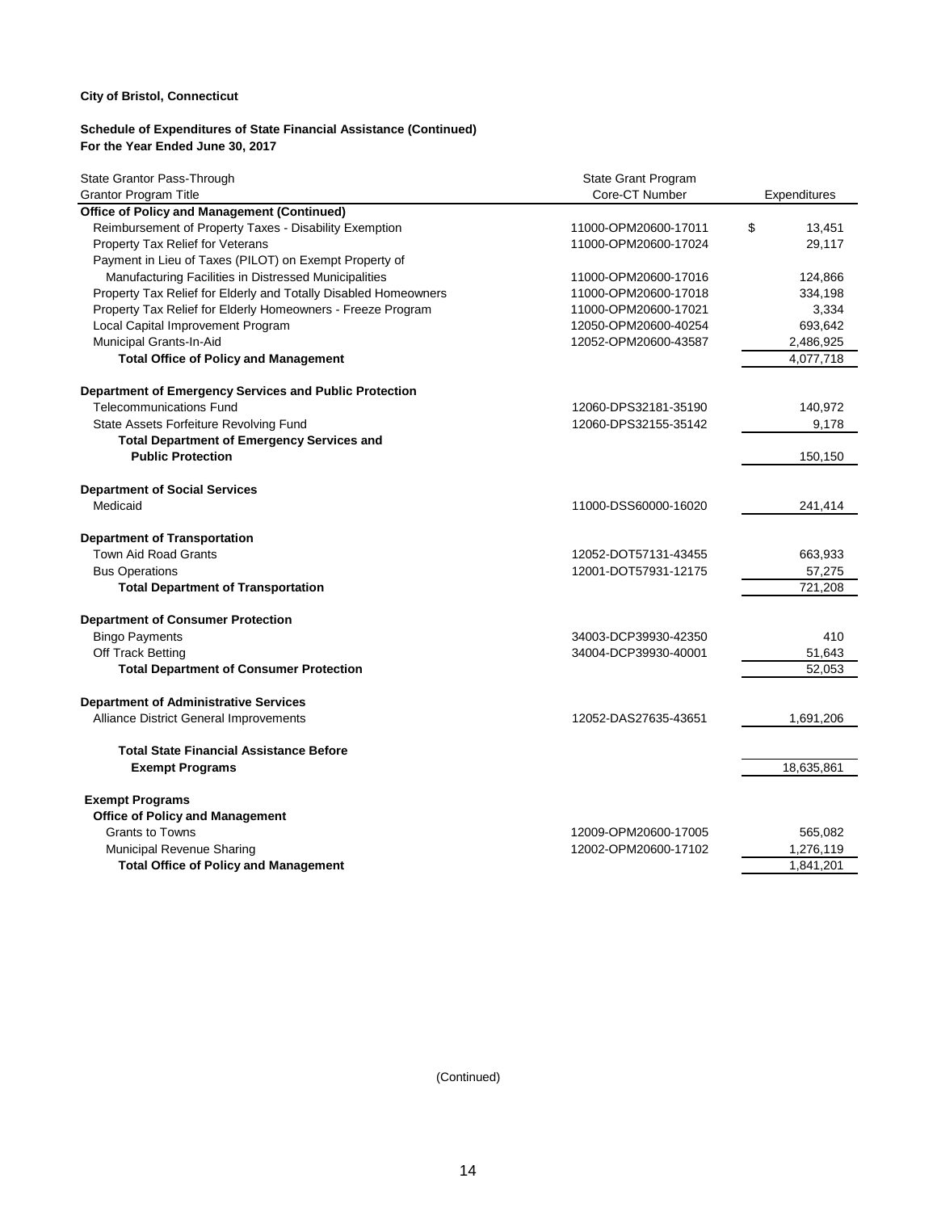**City of Bristol, Connecticut**

**Schedule of Expenditures of State Financial Assistance (Continued)**
**For the Year Ended June 30, 2017**

| State Grantor Pass-Through<br>Grantor Program Title | State Grant Program<br>Core-CT Number | Expenditures |
|---|---|---|
| **Office of Policy and Management (Continued)** | | |
| Reimbursement of Property Taxes - Disability Exemption | 11000-OPM20600-17011 | $ 13,451 |
| Property Tax Relief for Veterans | 11000-OPM20600-17024 | 29,117 |
| Payment in Lieu of Taxes (PILOT) on Exempt Property of Manufacturing Facilities in Distressed Municipalities | 11000-OPM20600-17016 | 124,866 |
| Property Tax Relief for Elderly and Totally Disabled Homeowners | 11000-OPM20600-17018 | 334,198 |
| Property Tax Relief for Elderly Homeowners - Freeze Program | 11000-OPM20600-17021 | 3,334 |
| Local Capital Improvement Program | 12050-OPM20600-40254 | 693,642 |
| Municipal Grants-In-Aid | 12052-OPM20600-43587 | 2,486,925 |
| **Total Office of Policy and Management** | | 4,077,718 |
| **Department of Emergency Services and Public Protection** | | |
| Telecommunications Fund | 12060-DPS32181-35190 | 140,972 |
| State Assets Forfeiture Revolving Fund | 12060-DPS32155-35142 | 9,178 |
| **Total Department of Emergency Services and Public Protection** | | 150,150 |
| **Department of Social Services** | | |
| Medicaid | 11000-DSS60000-16020 | 241,414 |
| **Department of Transportation** | | |
| Town Aid Road Grants | 12052-DOT57131-43455 | 663,933 |
| Bus Operations | 12001-DOT57931-12175 | 57,275 |
| **Total Department of Transportation** | | 721,208 |
| **Department of Consumer Protection** | | |
| Bingo Payments | 34003-DCP39930-42350 | 410 |
| Off Track Betting | 34004-DCP39930-40001 | 51,643 |
| **Total Department of Consumer Protection** | | 52,053 |
| **Department of Administrative Services** | | |
| Alliance District General Improvements | 12052-DAS27635-43651 | 1,691,206 |
| **Total State Financial Assistance Before Exempt Programs** | | 18,635,861 |
| **Exempt Programs** | | |
| **Office of Policy and Management** | | |
| Grants to Towns | 12009-OPM20600-17005 | 565,082 |
| Municipal Revenue Sharing | 12002-OPM20600-17102 | 1,276,119 |
| **Total Office of Policy and Management** | | 1,841,201 |

(Continued)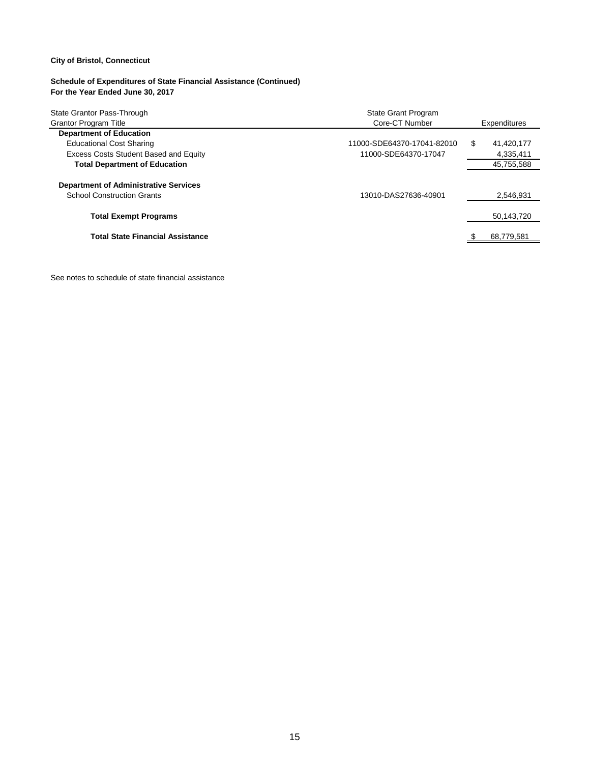**City of Bristol, Connecticut**

**Schedule of Expenditures of State Financial Assistance (Continued)**
**For the Year Ended June 30, 2017**

| State Grantor Pass-Through Grantor Program Title | State Grant Program Core-CT Number | Expenditures |
|---|---|---|
| **Department of Education** | | |
| Educational Cost Sharing | 11000-SDE64370-17041-82010 | $ 41,420,177 |
| Excess Costs Student Based and Equity | 11000-SDE64370-17047 | 4,335,411 |
| **Total Department of Education** | | 45,755,588 |
| | | |
| **Department of Administrative Services** | | |
| School Construction Grants | 13010-DAS27636-40901 | 2,546,931 |
| | | |
| **Total Exempt Programs** | | 50,143,720 |
| | | |
| **Total State Financial Assistance** | | $ 68,779,581 |

See notes to schedule of state financial assistance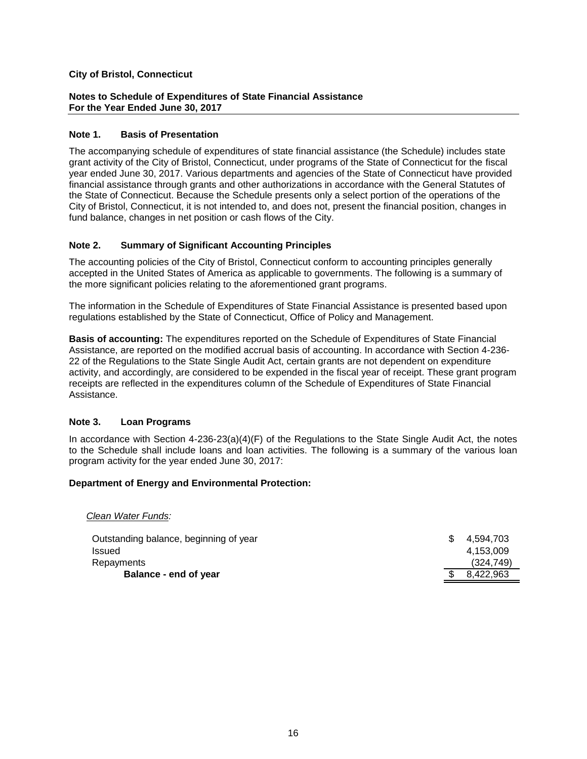**City of Bristol, Connecticut**

**Notes to Schedule of Expenditures of State Financial Assistance**
**For the Year Ended June 30, 2017**

### Note 1. Basis of Presentation

The accompanying schedule of expenditures of state financial assistance (the Schedule) includes state grant activity of the City of Bristol, Connecticut, under programs of the State of Connecticut for the fiscal year ended June 30, 2017. Various departments and agencies of the State of Connecticut have provided financial assistance through grants and other authorizations in accordance with the General Statutes of the State of Connecticut. Because the Schedule presents only a select portion of the operations of the City of Bristol, Connecticut, it is not intended to, and does not, present the financial position, changes in fund balance, changes in net position or cash flows of the City.

### Note 2. Summary of Significant Accounting Principles

The accounting policies of the City of Bristol, Connecticut conform to accounting principles generally accepted in the United States of America as applicable to governments. The following is a summary of the more significant policies relating to the aforementioned grant programs.

The information in the Schedule of Expenditures of State Financial Assistance is presented based upon regulations established by the State of Connecticut, Office of Policy and Management.

**Basis of accounting:** The expenditures reported on the Schedule of Expenditures of State Financial Assistance, are reported on the modified accrual basis of accounting. In accordance with Section 4-236-22 of the Regulations to the State Single Audit Act, certain grants are not dependent on expenditure activity, and accordingly, are considered to be expended in the fiscal year of receipt. These grant program receipts are reflected in the expenditures column of the Schedule of Expenditures of State Financial Assistance.

### Note 3. Loan Programs

In accordance with Section 4-236-23(a)(4)(F) of the Regulations to the State Single Audit Act, the notes to the Schedule shall include loans and loan activities. The following is a summary of the various loan program activity for the year ended June 30, 2017:

**Department of Energy and Environmental Protection:**

*Clean Water Funds:*

| | |
|---|---|
| Outstanding balance, beginning of year | $ 4,594,703 |
| Issued | 4,153,009 |
| Repayments | (324,749) |
| **Balance - end of year** | $ 8,422,963 |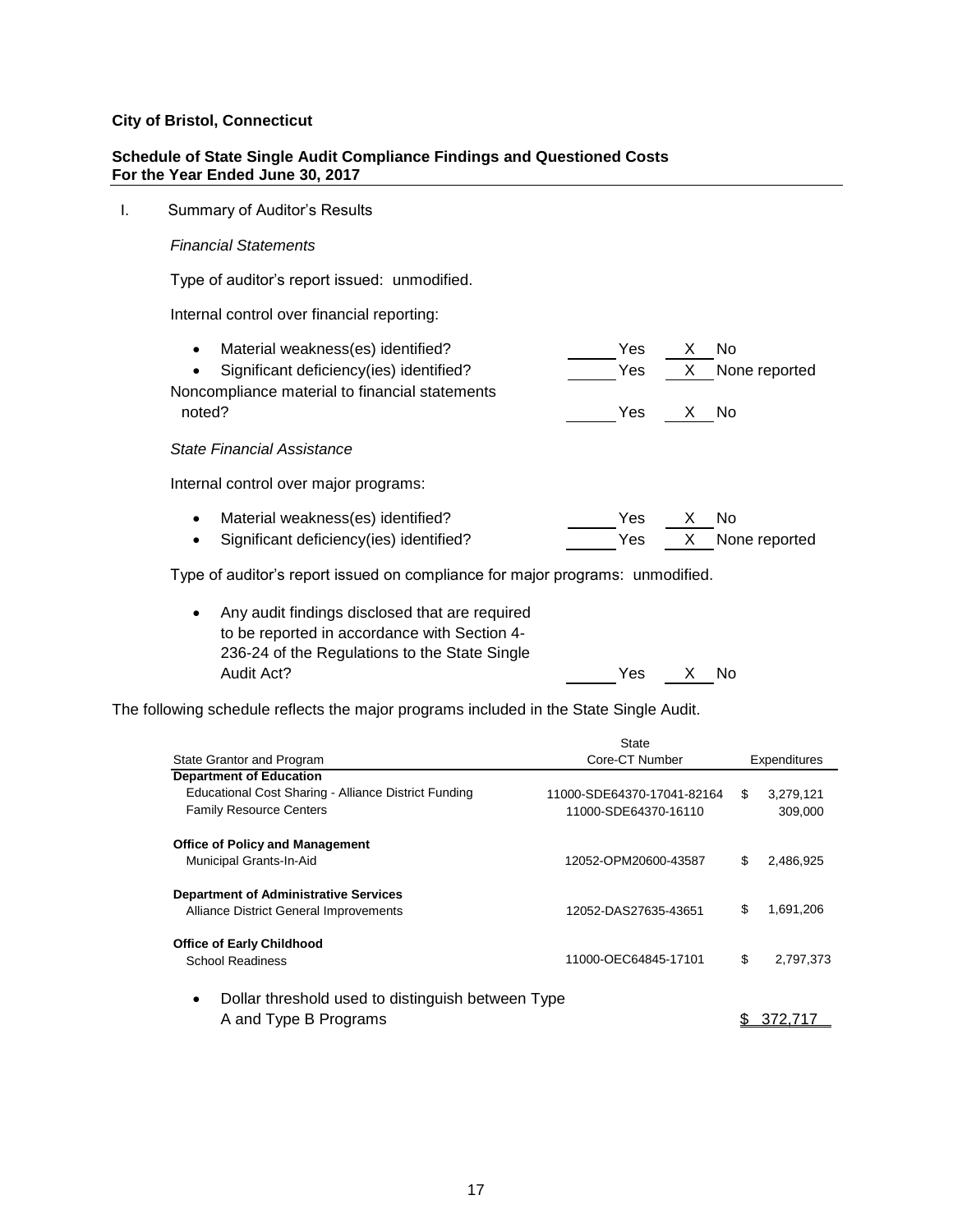**City of Bristol, Connecticut**

**Schedule of State Single Audit Compliance Findings and Questioned Costs**
**For the Year Ended June 30, 2017**

I. Summary of Auditor's Results

*Financial Statements*

Type of auditor's report issued: unmodified.

Internal control over financial reporting:

- Material weakness(es) identified? ______ Yes __X__ No
- Significant deficiency(ies) identified? ______ Yes __X__ None reported

Noncompliance material to financial statements noted? ______ Yes __X__ No

*State Financial Assistance*

Internal control over major programs:

- Material weakness(es) identified? ______ Yes __X__ No
- Significant deficiency(ies) identified? ______ Yes __X__ None reported

Type of auditor's report issued on compliance for major programs: unmodified.

- Any audit findings disclosed that are required to be reported in accordance with Section 4-236-24 of the Regulations to the State Single Audit Act? ______ Yes __X__ No

The following schedule reflects the major programs included in the State Single Audit.

| State Grantor and Program | State Core-CT Number | Expenditures |
|---|---|---|
| **Department of Education** | | |
| Educational Cost Sharing - Alliance District Funding | 11000-SDE64370-17041-82164 | $ 3,279,121 |
| Family Resource Centers | 11000-SDE64370-16110 | 309,000 |
| **Office of Policy and Management** | | |
| Municipal Grants-In-Aid | 12052-OPM20600-43587 | $ 2,486,925 |
| **Department of Administrative Services** | | |
| Alliance District General Improvements | 12052-DAS27635-43651 | $ 1,691,206 |
| **Office of Early Childhood** | | |
| School Readiness | 11000-OEC64845-17101 | $ 2,797,373 |

- Dollar threshold used to distinguish between Type A and Type B Programs $ 372,717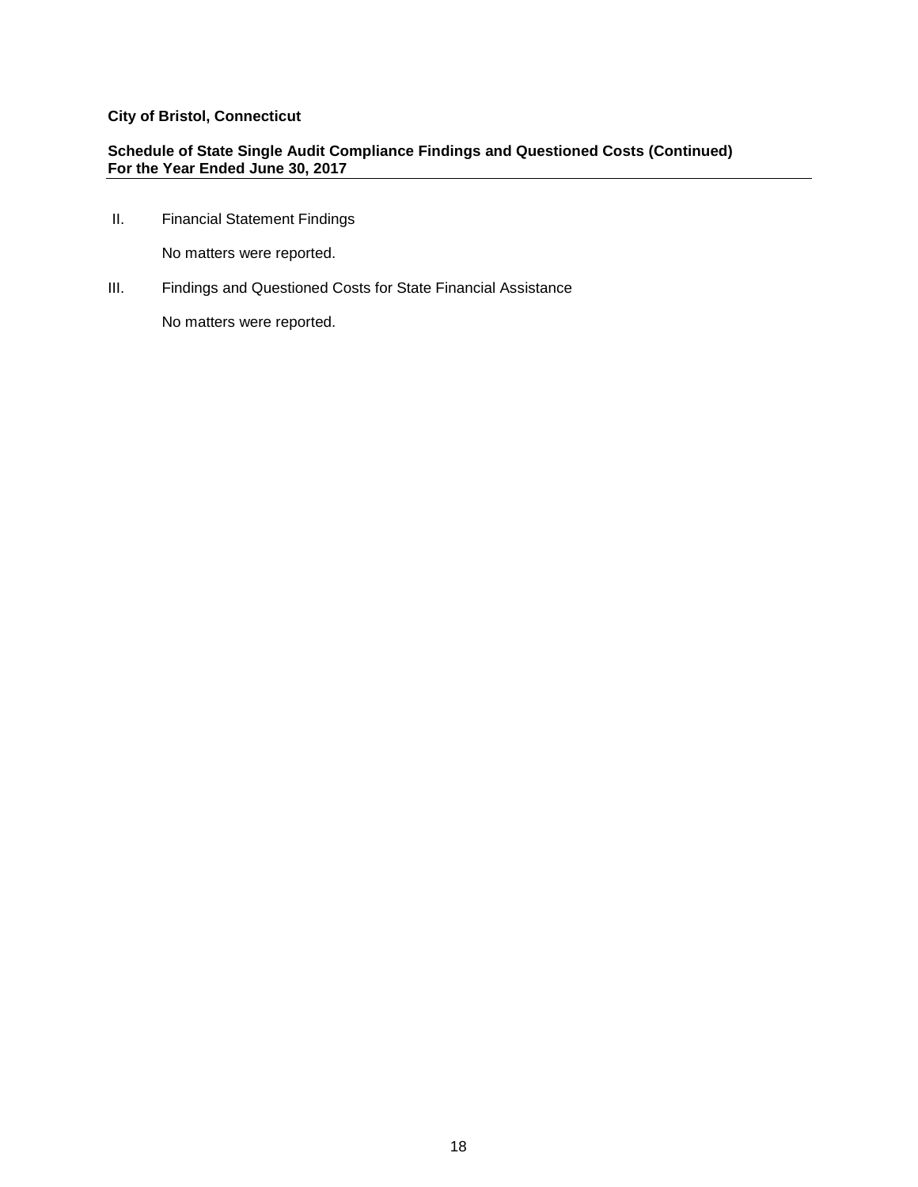**City of Bristol, Connecticut**

**Schedule of State Single Audit Compliance Findings and Questioned Costs (Continued)**
**For the Year Ended June 30, 2017**

II. Financial Statement Findings

No matters were reported.

III. Findings and Questioned Costs for State Financial Assistance

No matters were reported.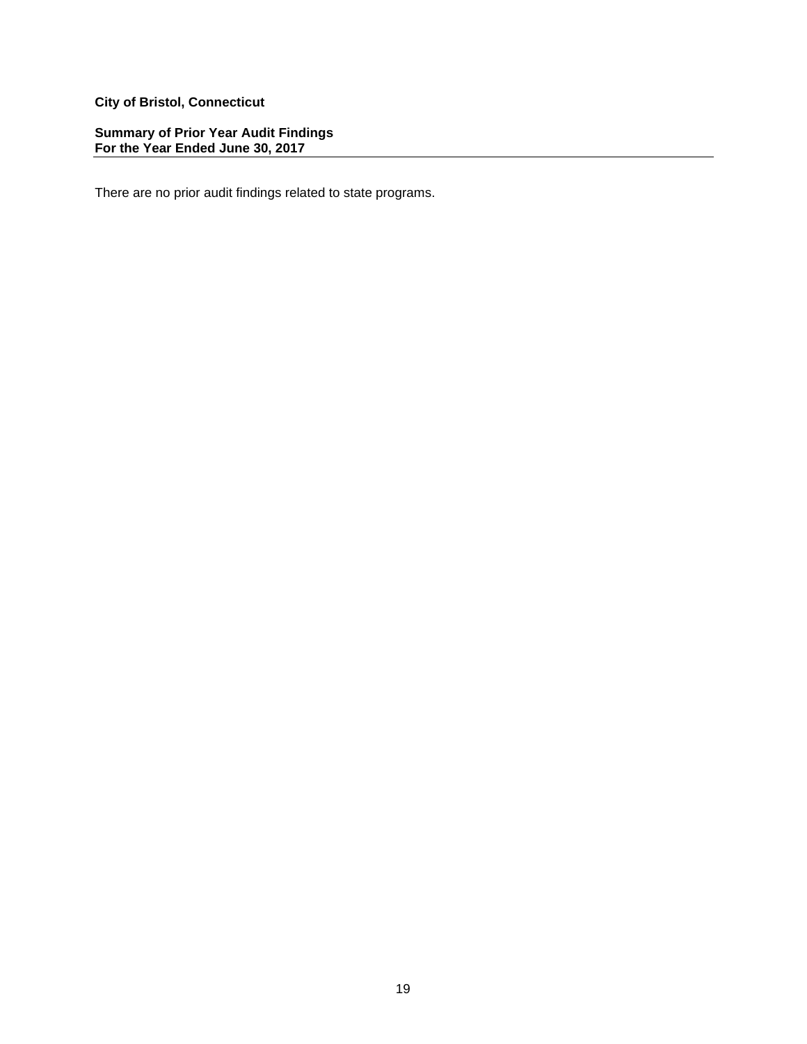**City of Bristol, Connecticut**

**Summary of Prior Year Audit Findings**
**For the Year Ended June 30, 2017**

There are no prior audit findings related to state programs.